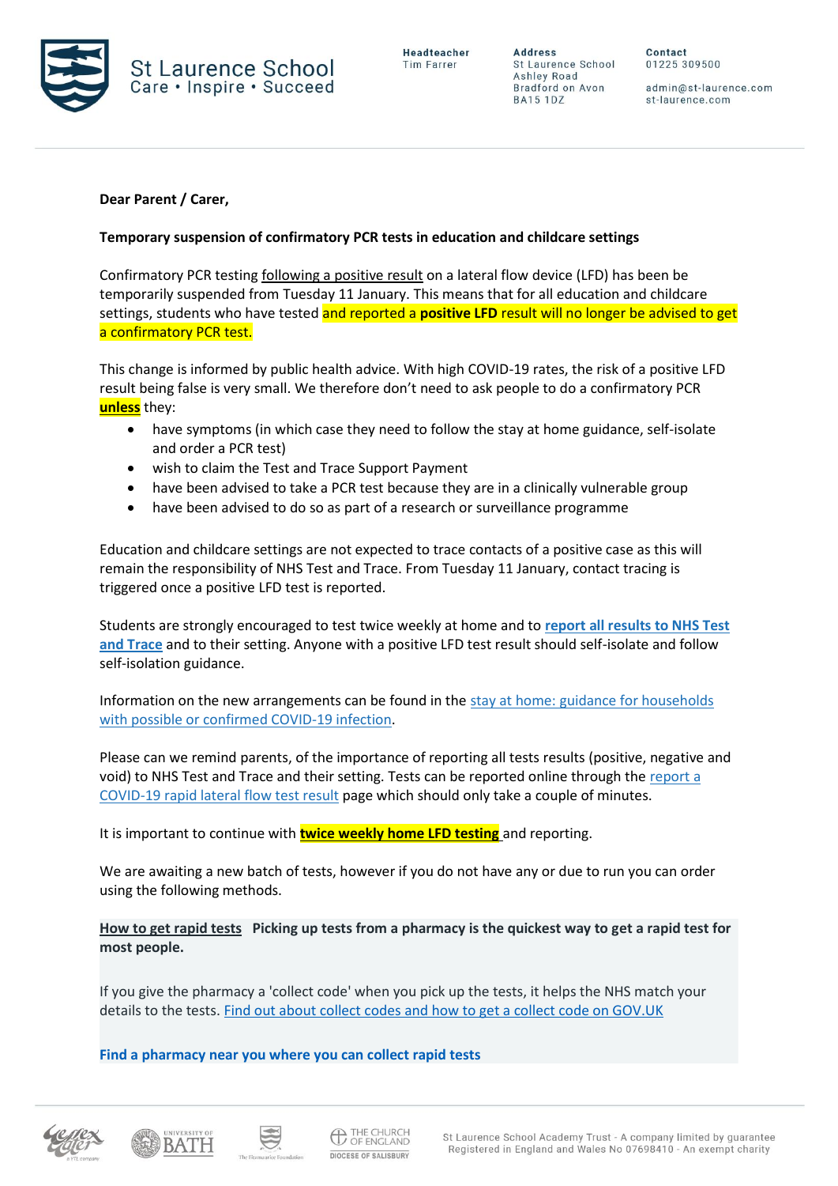St Laurence School
Care • Inspire • Succeed

**Headteacher**
Tim Farrer

**Address**
St Laurence School
Ashley Road
Bradford on Avon
BA15 1DZ

**Contact**
01225 309500

admin@st-laurence.com
st-laurence.com

**Dear Parent / Carer,**

**Temporary suspension of confirmatory PCR tests in education and childcare settings**

Confirmatory PCR testing following a positive result on a lateral flow device (LFD) has been be temporarily suspended from Tuesday 11 January. This means that for all education and childcare settings, students who have tested and reported a **positive LFD** result will no longer be advised to get a confirmatory PCR test.

This change is informed by public health advice. With high COVID-19 rates, the risk of a positive LFD result being false is very small. We therefore don't need to ask people to do a confirmatory PCR **unless** they:

- have symptoms (in which case they need to follow the stay at home guidance, self-isolate and order a PCR test)
- wish to claim the Test and Trace Support Payment
- have been advised to take a PCR test because they are in a clinically vulnerable group
- have been advised to do so as part of a research or surveillance programme

Education and childcare settings are not expected to trace contacts of a positive case as this will remain the responsibility of NHS Test and Trace. From Tuesday 11 January, contact tracing is triggered once a positive LFD test is reported.

Students are strongly encouraged to test twice weekly at home and to **report all results to NHS Test and Trace** and to their setting. Anyone with a positive LFD test result should self-isolate and follow self-isolation guidance.

Information on the new arrangements can be found in the stay at home: guidance for households with possible or confirmed COVID-19 infection.

Please can we remind parents, of the importance of reporting all tests results (positive, negative and void) to NHS Test and Trace and their setting. Tests can be reported online through the report a COVID-19 rapid lateral flow test result page which should only take a couple of minutes.

It is important to continue with **twice weekly home LFD testing** and reporting.

We are awaiting a new batch of tests, however if you do not have any or due to run you can order using the following methods.

**How to get rapid tests** **Picking up tests from a pharmacy is the quickest way to get a rapid test for most people.**

If you give the pharmacy a 'collect code' when you pick up the tests, it helps the NHS match your details to the tests. Find out about collect codes and how to get a collect code on GOV.UK

**Find a pharmacy near you where you can collect rapid tests**

St Laurence School Academy Trust - A company limited by guarantee
Registered in England and Wales No 07698410 - An exempt charity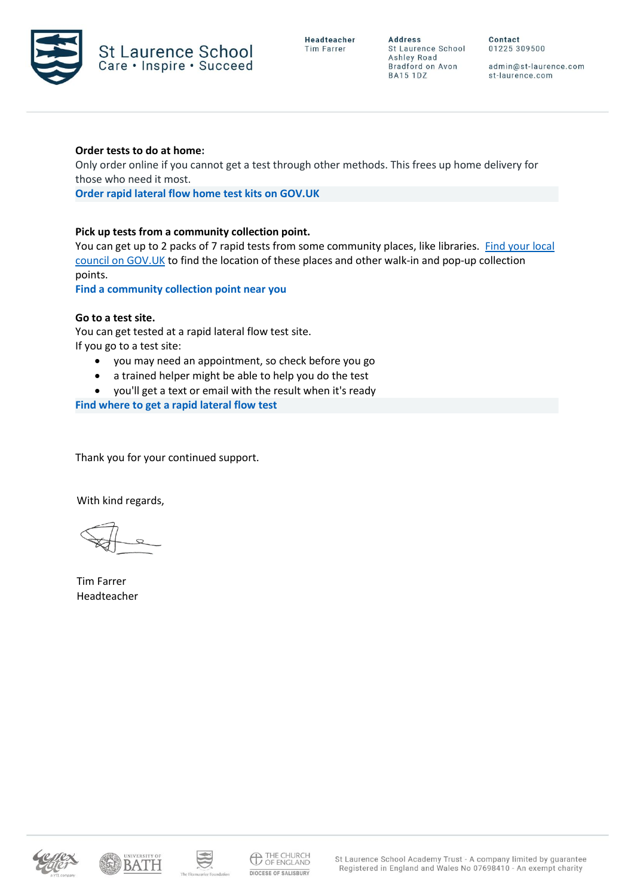**Order tests to do at home:**
Only order online if you cannot get a test through other methods. This frees up home delivery for those who need it most.
**Order rapid lateral flow home test kits on GOV.UK**

**Pick up tests from a community collection point.**
You can get up to 2 packs of 7 rapid tests from some community places, like libraries. Find your local council on GOV.UK to find the location of these places and other walk-in and pop-up collection points.
**Find a community collection point near you**

**Go to a test site.**
You can get tested at a rapid lateral flow test site.
If you go to a test site:

- you may need an appointment, so check before you go
- a trained helper might be able to help you do the test
- you'll get a text or email with the result when it's ready

**Find where to get a rapid lateral flow test**

Thank you for your continued support.

With kind regards,

Tim Farrer
Headteacher